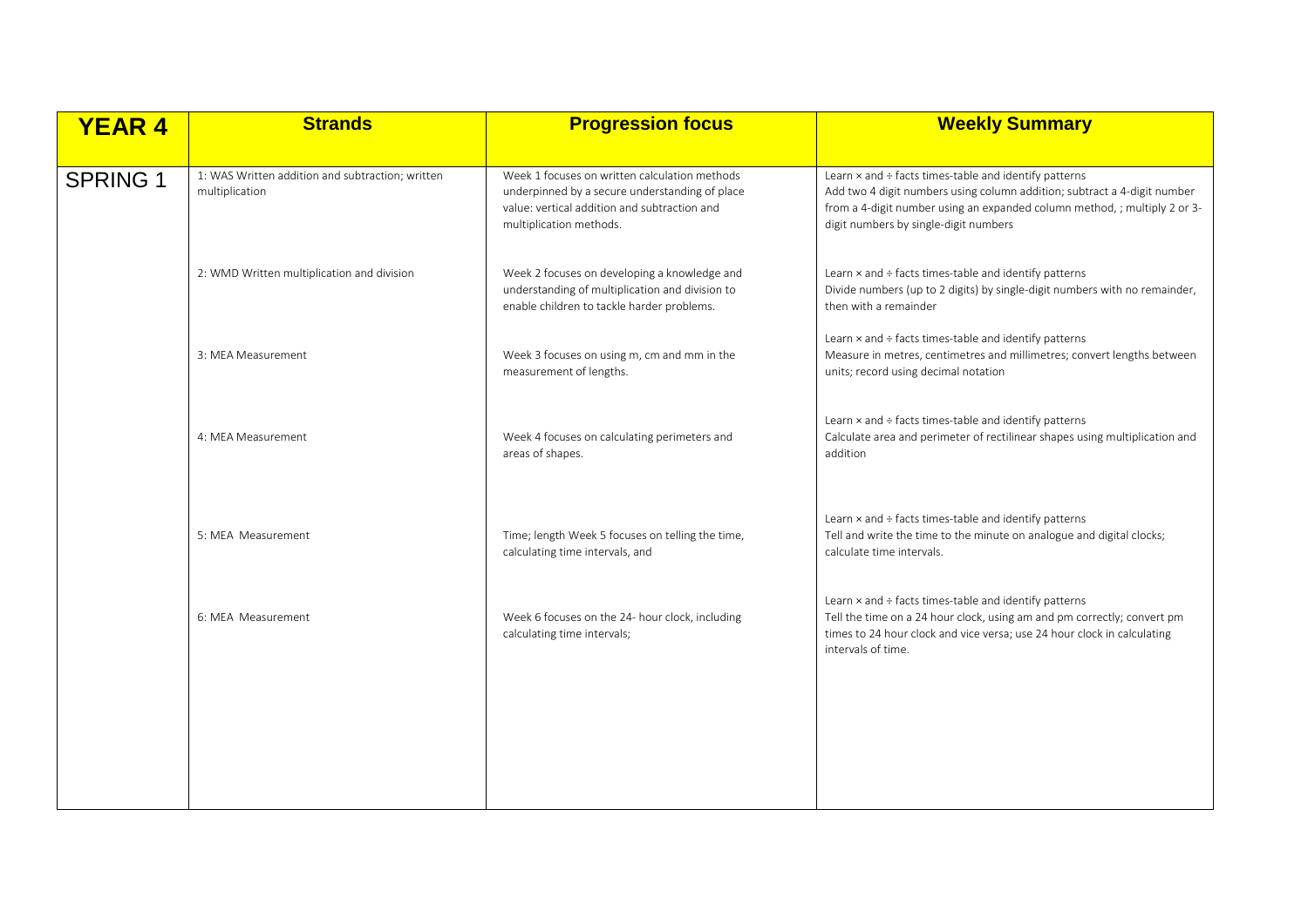| YEAR 4 | Strands | Progression focus | Weekly Summary |
|---|---|---|---|
| SPRING 1 | 1: WAS Written addition and subtraction; written multiplication | Week 1 focuses on written calculation methods underpinned by a secure understanding of place value: vertical addition and subtraction and multiplication methods. | Learn × and ÷ facts times-table and identify patterns<br>Add two 4 digit numbers using column addition; subtract a 4-digit number from a 4-digit number using an expanded column method, ; multiply 2 or 3-digit numbers by single-digit numbers |
| | 2: WMD Written multiplication and division | Week 2 focuses on developing a knowledge and understanding of multiplication and division to enable children to tackle harder problems. | Learn × and ÷ facts times-table and identify patterns<br>Divide numbers (up to 2 digits) by single-digit numbers with no remainder, then with a remainder |
| | 3: MEA Measurement | Week 3 focuses on using m, cm and mm in the measurement of lengths. | Learn × and ÷ facts times-table and identify patterns<br>Measure in metres, centimetres and millimetres; convert lengths between units; record using decimal notation |
| | 4: MEA Measurement | Week 4 focuses on calculating perimeters and areas of shapes. | Learn × and ÷ facts times-table and identify patterns<br>Calculate area and perimeter of rectilinear shapes using multiplication and addition |
| | 5: MEA Measurement | Time; length Week 5 focuses on telling the time, calculating time intervals, and | Learn × and ÷ facts times-table and identify patterns<br>Tell and write the time to the minute on analogue and digital clocks; calculate time intervals. |
| | 6: MEA Measurement | Week 6 focuses on the 24- hour clock, including calculating time intervals; | Learn × and ÷ facts times-table and identify patterns<br>Tell the time on a 24 hour clock, using am and pm correctly; convert pm times to 24 hour clock and vice versa; use 24 hour clock in calculating intervals of time. |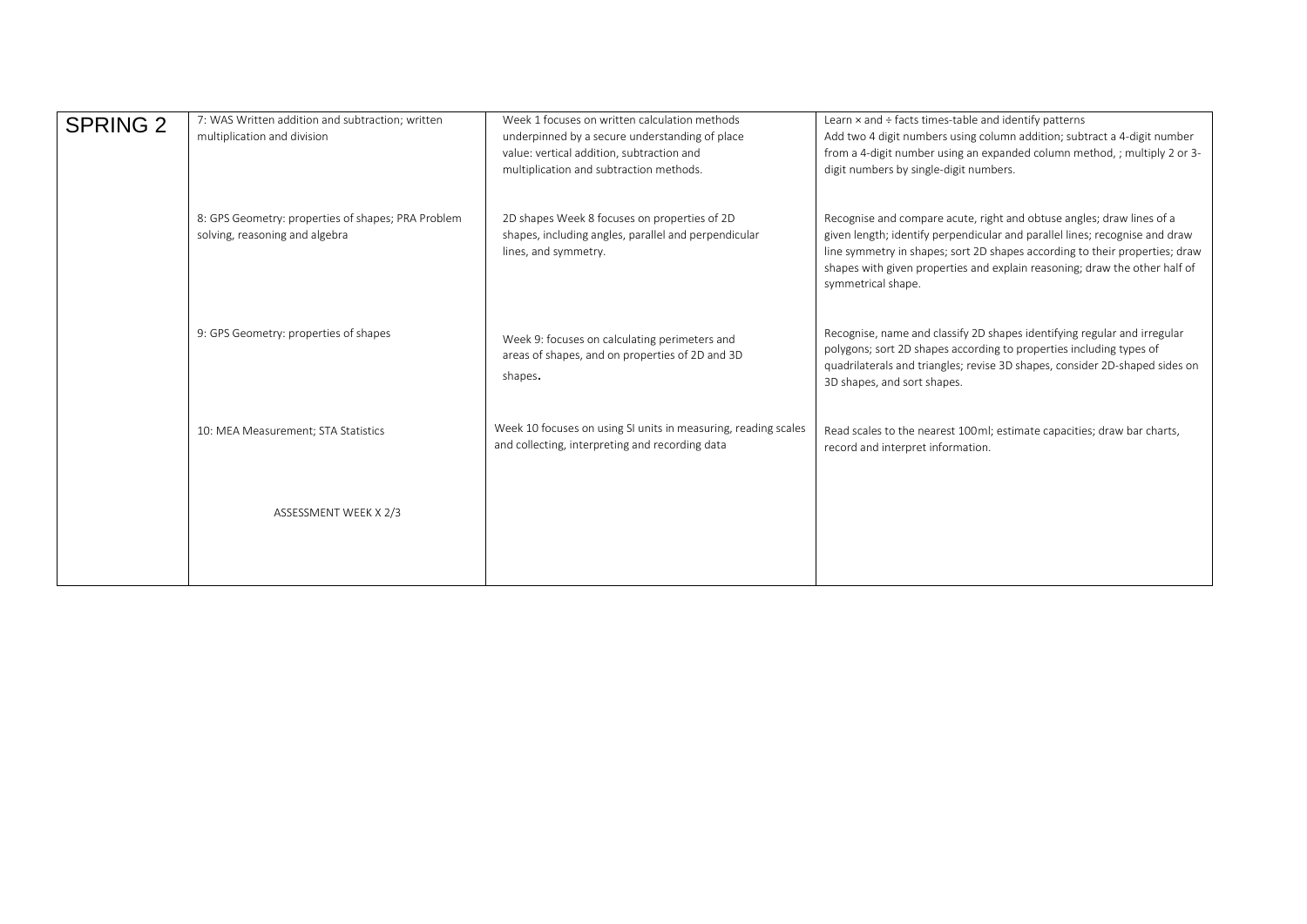| | | | |
|---|---|---|---|
| SPRING 2 | 7: WAS Written addition and subtraction; written multiplication and division | Week 1 focuses on written calculation methods underpinned by a secure understanding of place value: vertical addition, subtraction and multiplication and subtraction methods. | Learn × and ÷ facts times-table and identify patterns Add two 4 digit numbers using column addition; subtract a 4-digit number from a 4-digit number using an expanded column method, ; multiply 2 or 3-digit numbers by single-digit numbers. |
| | 8: GPS Geometry: properties of shapes; PRA Problem solving, reasoning and algebra | 2D shapes Week 8 focuses on properties of 2D shapes, including angles, parallel and perpendicular lines, and symmetry. | Recognise and compare acute, right and obtuse angles; draw lines of a given length; identify perpendicular and parallel lines; recognise and draw line symmetry in shapes; sort 2D shapes according to their properties; draw shapes with given properties and explain reasoning; draw the other half of symmetrical shape. |
| | 9: GPS Geometry: properties of shapes | Week 9: focuses on calculating perimeters and areas of shapes, and on properties of 2D and 3D shapes. | Recognise, name and classify 2D shapes identifying regular and irregular polygons; sort 2D shapes according to properties including types of quadrilaterals and triangles; revise 3D shapes, consider 2D-shaped sides on 3D shapes, and sort shapes. |
| | 10: MEA Measurement; STA Statistics | Week 10 focuses on using SI units in measuring, reading scales and collecting, interpreting and recording data | Read scales to the nearest 100ml; estimate capacities; draw bar charts, record and interpret information. |
| | ASSESSMENT WEEK X 2/3 | | |